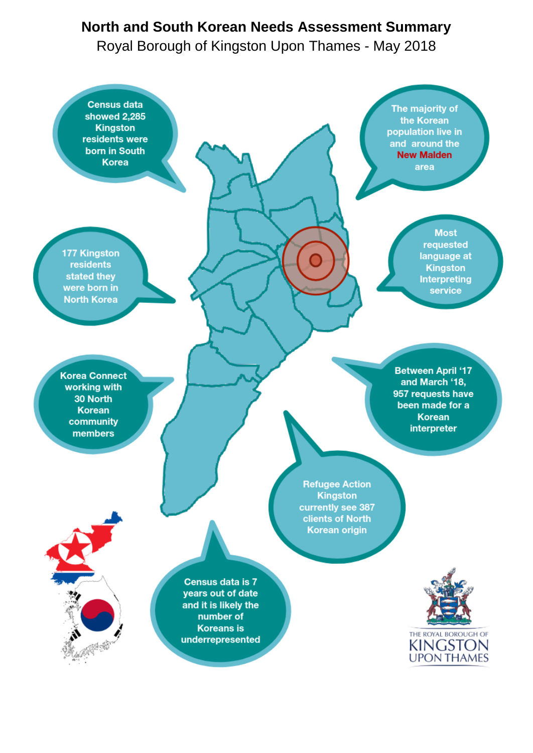# North and South Korean Needs Assessment Summary

Royal Borough of Kingston Upon Thames - May 2018

Census data showed 2,285 Kingston residents were born in South Korea

The majority of the Korean population live in and around the **New Malden** area

177 Kingston residents stated they were born in North Korea

Most requested language at Kingston Interpreting service

Korea Connect working with 30 North Korean community members

Between April '17 and March '18, 957 requests have been made for a Korean interpreter

Refugee Action Kingston currently see 387 clients of North Korean origin

Census data is 7 years out of date and it is likely the number of Koreans is underrepresented

THE ROYAL BOROUGH OF KINGSTON UPON THAMES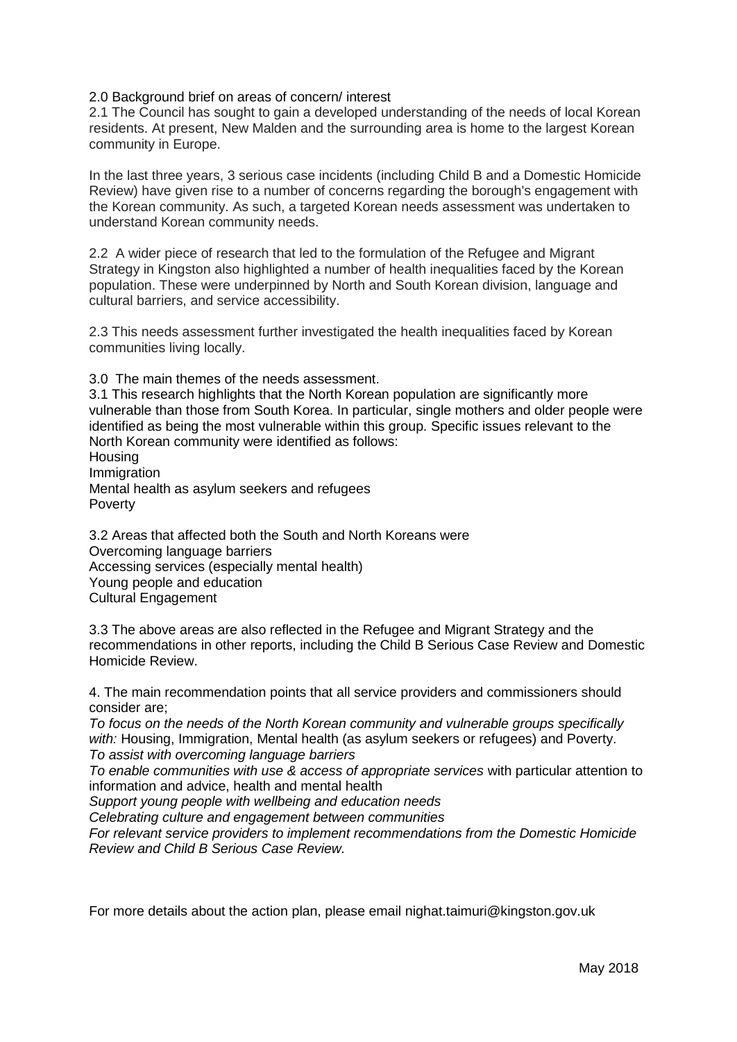## 2.0 Background brief on areas of concern/ interest

2.1 The Council has sought to gain a developed understanding of the needs of local Korean residents. At present, New Malden and the surrounding area is home to the largest Korean community in Europe.

In the last three years, 3 serious case incidents (including Child B and a Domestic Homicide Review) have given rise to a number of concerns regarding the borough's engagement with the Korean community. As such, a targeted Korean needs assessment was undertaken to understand Korean community needs.

2.2 A wider piece of research that led to the formulation of the Refugee and Migrant Strategy in Kingston also highlighted a number of health inequalities faced by the Korean population. These were underpinned by North and South Korean division, language and cultural barriers, and service accessibility.

2.3 This needs assessment further investigated the health inequalities faced by Korean communities living locally.

## 3.0 The main themes of the needs assessment.

3.1 This research highlights that the North Korean population are significantly more vulnerable than those from South Korea. In particular, single mothers and older people were identified as being the most vulnerable within this group. Specific issues relevant to the North Korean community were identified as follows:

Housing
Immigration
Mental health as asylum seekers and refugees
Poverty

3.2 Areas that affected both the South and North Koreans were

Overcoming language barriers
Accessing services (especially mental health)
Young people and education
Cultural Engagement

3.3 The above areas are also reflected in the Refugee and Migrant Strategy and the recommendations in other reports, including the Child B Serious Case Review and Domestic Homicide Review.

## 4. The main recommendation points that all service providers and commissioners should consider are;

*To focus on the needs of the North Korean community and vulnerable groups specifically with:* Housing, Immigration, Mental health (as asylum seekers or refugees) and Poverty.
*To assist with overcoming language barriers*
*To enable communities with use & access of appropriate services* with particular attention to information and advice, health and mental health
*Support young people with wellbeing and education needs*
*Celebrating culture and engagement between communities*
*For relevant service providers to implement recommendations from the Domestic Homicide Review and Child B Serious Case Review.*

For more details about the action plan, please email nighat.taimuri@kingston.gov.uk

May 2018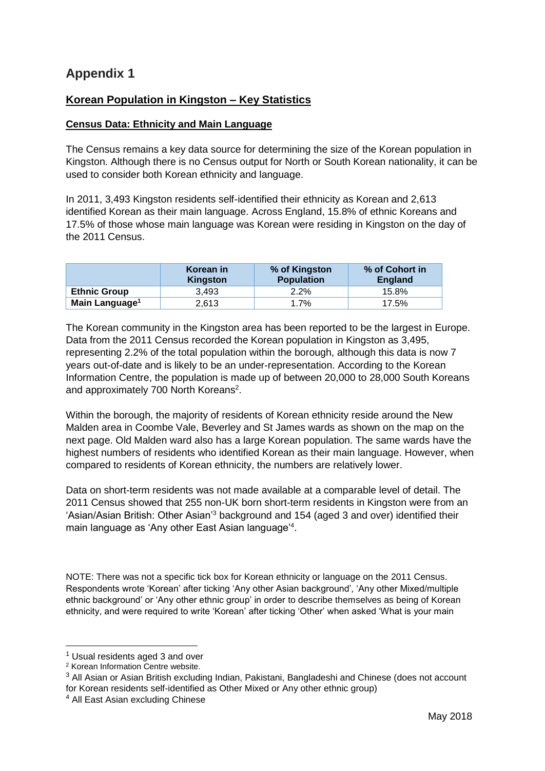# Appendix 1

## Korean Population in Kingston – Key Statistics

### Census Data: Ethnicity and Main Language

The Census remains a key data source for determining the size of the Korean population in Kingston. Although there is no Census output for North or South Korean nationality, it can be used to consider both Korean ethnicity and language.

In 2011, 3,493 Kingston residents self-identified their ethnicity as Korean and 2,613 identified Korean as their main language. Across England, 15.8% of ethnic Koreans and 17.5% of those whose main language was Korean were residing in Kingston on the day of the 2011 Census.

| | Korean in Kingston | % of Kingston Population | % of Cohort in England |
|---|---|---|---|
| **Ethnic Group** | 3,493 | 2.2% | 15.8% |
| **Main Language**[1] | 2,613 | 1.7% | 17.5% |

The Korean community in the Kingston area has been reported to be the largest in Europe. Data from the 2011 Census recorded the Korean population in Kingston as 3,495, representing 2.2% of the total population within the borough, although this data is now 7 years out-of-date and is likely to be an under-representation. According to the Korean Information Centre, the population is made up of between 20,000 to 28,000 South Koreans and approximately 700 North Koreans[2].

Within the borough, the majority of residents of Korean ethnicity reside around the New Malden area in Coombe Vale, Beverley and St James wards as shown on the map on the next page. Old Malden ward also has a large Korean population. The same wards have the highest numbers of residents who identified Korean as their main language. However, when compared to residents of Korean ethnicity, the numbers are relatively lower.

Data on short-term residents was not made available at a comparable level of detail. The 2011 Census showed that 255 non-UK born short-term residents in Kingston were from an 'Asian/Asian British: Other Asian'[3] background and 154 (aged 3 and over) identified their main language as 'Any other East Asian language'[4].

NOTE: There was not a specific tick box for Korean ethnicity or language on the 2011 Census. Respondents wrote 'Korean' after ticking 'Any other Asian background', 'Any other Mixed/multiple ethnic background' or 'Any other ethnic group' in order to describe themselves as being of Korean ethnicity, and were required to write 'Korean' after ticking 'Other' when asked 'What is your main

[1] Usual residents aged 3 and over

[2] Korean Information Centre website.

[3] All Asian or Asian British excluding Indian, Pakistani, Bangladeshi and Chinese (does not account for Korean residents self-identified as Other Mixed or Any other ethnic group)

[4] All East Asian excluding Chinese

May 2018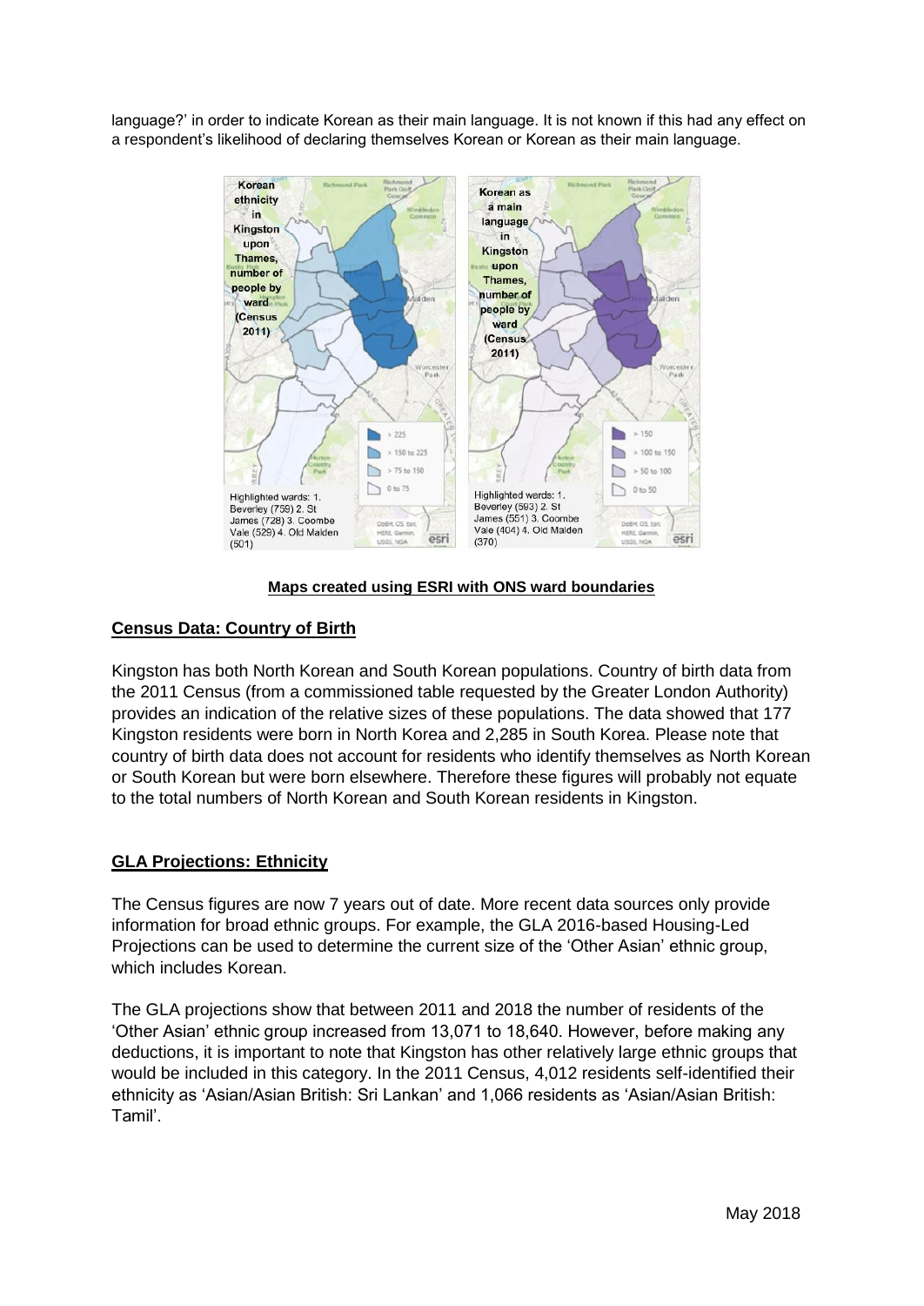language?’ in order to indicate Korean as their main language. It is not known if this had any effect on a respondent’s likelihood of declaring themselves Korean or Korean as their main language.

Korean ethnicity in Kingston upon Thames, number of people by ward (Census 2011)

> 225

> 150 to 225

> 75 to 150

0 to 75

Highlighted wards: 1. Beverley (759) 2. St James (728) 3. Coombe Vale (529) 4. Old Malden (501)

Korean as a main language in Kingston upon Thames, number of people by ward (Census 2011)

> 150

> 100 to 150

> 50 to 100

0 to 50

Highlighted wards: 1. Beverley (593) 2. St James (551) 3. Coombe Vale (404) 4. Old Malden (370)

**Maps created using ESRI with ONS ward boundaries**

## Census Data: Country of Birth

Kingston has both North Korean and South Korean populations. Country of birth data from the 2011 Census (from a commissioned table requested by the Greater London Authority) provides an indication of the relative sizes of these populations. The data showed that 177 Kingston residents were born in North Korea and 2,285 in South Korea. Please note that country of birth data does not account for residents who identify themselves as North Korean or South Korean but were born elsewhere. Therefore these figures will probably not equate to the total numbers of North Korean and South Korean residents in Kingston.

## GLA Projections: Ethnicity

The Census figures are now 7 years out of date. More recent data sources only provide information for broad ethnic groups. For example, the GLA 2016-based Housing-Led Projections can be used to determine the current size of the ‘Other Asian’ ethnic group, which includes Korean.

The GLA projections show that between 2011 and 2018 the number of residents of the ‘Other Asian’ ethnic group increased from 13,071 to 18,640. However, before making any deductions, it is important to note that Kingston has other relatively large ethnic groups that would be included in this category. In the 2011 Census, 4,012 residents self-identified their ethnicity as ‘Asian/Asian British: Sri Lankan’ and 1,066 residents as ‘Asian/Asian British: Tamil’.